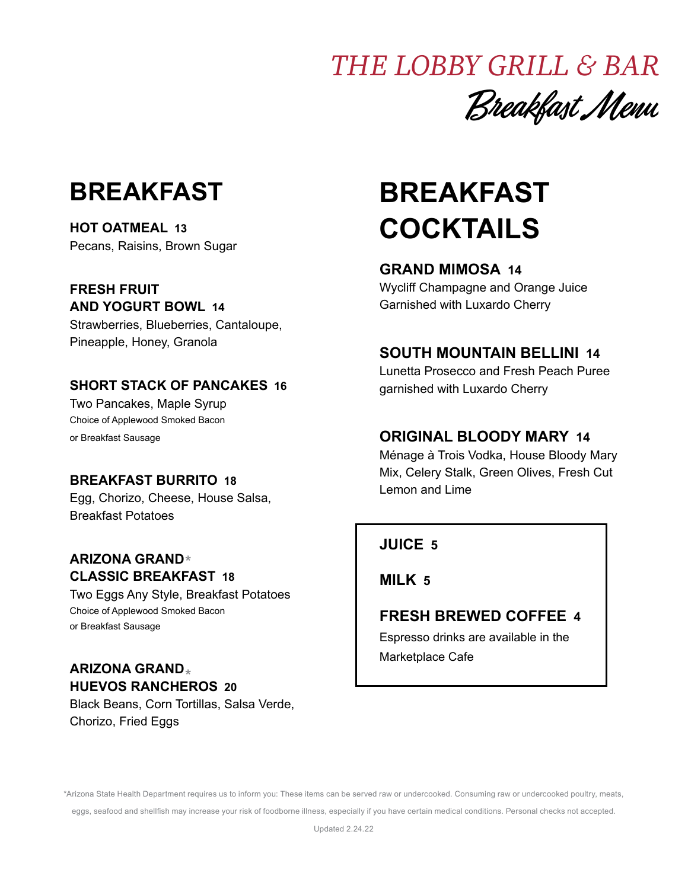# THE LOBBY GRILL & BAR

*Breakfast Menu*

## BREAKFAST

**HOT OATMEAL 13**
Pecans, Raisins, Brown Sugar

**FRESH FRUIT AND YOGURT BOWL 14**
Strawberries, Blueberries, Cantaloupe, Pineapple, Honey, Granola

**SHORT STACK OF PANCAKES 16**
Two Pancakes, Maple Syrup
Choice of Applewood Smoked Bacon or Breakfast Sausage

**BREAKFAST BURRITO 18**
Egg, Chorizo, Cheese, House Salsa, Breakfast Potatoes

**ARIZONA GRAND* CLASSIC BREAKFAST 18**
Two Eggs Any Style, Breakfast Potatoes
Choice of Applewood Smoked Bacon or Breakfast Sausage

**ARIZONA GRAND* HUEVOS RANCHEROS 20**
Black Beans, Corn Tortillas, Salsa Verde, Chorizo, Fried Eggs

## BREAKFAST COCKTAILS

**GRAND MIMOSA 14**
Wycliff Champagne and Orange Juice Garnished with Luxardo Cherry

**SOUTH MOUNTAIN BELLINI 14**
Lunetta Prosecco and Fresh Peach Puree garnished with Luxardo Cherry

**ORIGINAL BLOODY MARY 14**
Ménage à Trois Vodka, House Bloody Mary Mix, Celery Stalk, Green Olives, Fresh Cut Lemon and Lime

**JUICE 5**

**MILK 5**

**FRESH BREWED COFFEE 4**
Espresso drinks are available in the Marketplace Cafe

*Arizona State Health Department requires us to inform you: These items can be served raw or undercooked. Consuming raw or undercooked poultry, meats, eggs, seafood and shellfish may increase your risk of foodborne illness, especially if you have certain medical conditions. Personal checks not accepted.

Updated 2.24.22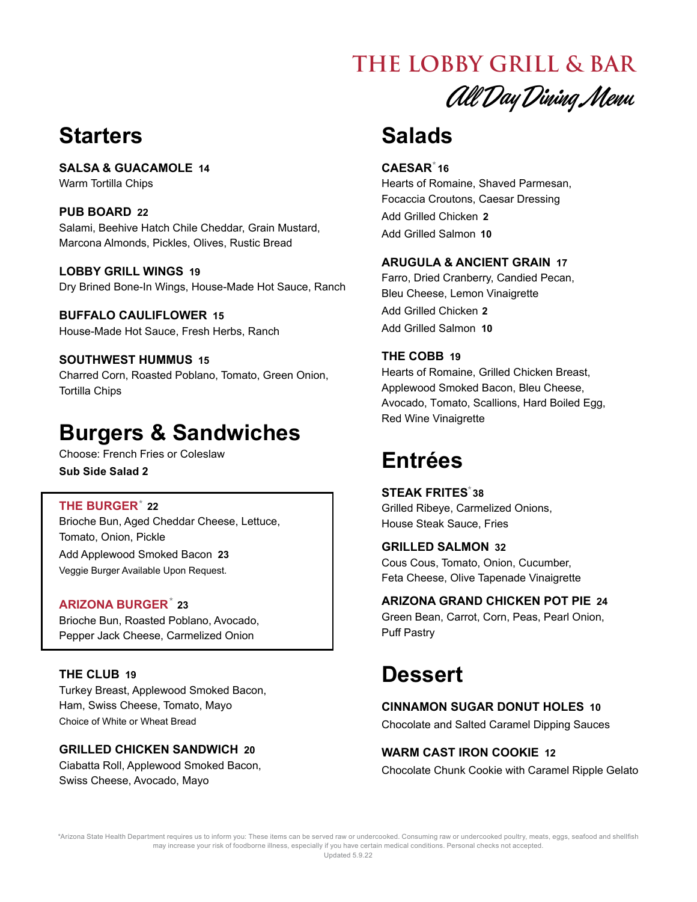# THE LOBBY GRILL & BAR

*All Day Dining Menu*

## Starters

**SALSA & GUACAMOLE 14**
Warm Tortilla Chips

**PUB BOARD 22**
Salami, Beehive Hatch Chile Cheddar, Grain Mustard, Marcona Almonds, Pickles, Olives, Rustic Bread

**LOBBY GRILL WINGS 19**
Dry Brined Bone-In Wings, House-Made Hot Sauce, Ranch

**BUFFALO CAULIFLOWER 15**
House-Made Hot Sauce, Fresh Herbs, Ranch

**SOUTHWEST HUMMUS 15**
Charred Corn, Roasted Poblano, Tomato, Green Onion, Tortilla Chips

## Burgers & Sandwiches

Choose: French Fries or Coleslaw
**Sub Side Salad 2**

**THE BURGER* 22**
Brioche Bun, Aged Cheddar Cheese, Lettuce, Tomato, Onion, Pickle
Add Applewood Smoked Bacon **23**
Veggie Burger Available Upon Request.

**ARIZONA BURGER* 23**
Brioche Bun, Roasted Poblano, Avocado, Pepper Jack Cheese, Carmelized Onion

**THE CLUB 19**
Turkey Breast, Applewood Smoked Bacon, Ham, Swiss Cheese, Tomato, Mayo
Choice of White or Wheat Bread

**GRILLED CHICKEN SANDWICH 20**
Ciabatta Roll, Applewood Smoked Bacon, Swiss Cheese, Avocado, Mayo

## Salads

**CAESAR* 16**
Hearts of Romaine, Shaved Parmesan, Focaccia Croutons, Caesar Dressing
Add Grilled Chicken **2**
Add Grilled Salmon **10**

**ARUGULA & ANCIENT GRAIN 17**
Farro, Dried Cranberry, Candied Pecan, Bleu Cheese, Lemon Vinaigrette
Add Grilled Chicken **2**
Add Grilled Salmon **10**

**THE COBB 19**
Hearts of Romaine, Grilled Chicken Breast, Applewood Smoked Bacon, Bleu Cheese, Avocado, Tomato, Scallions, Hard Boiled Egg, Red Wine Vinaigrette

## Entrées

**STEAK FRITES* 38**
Grilled Ribeye, Carmelized Onions, House Steak Sauce, Fries

**GRILLED SALMON 32**
Cous Cous, Tomato, Onion, Cucumber, Feta Cheese, Olive Tapenade Vinaigrette

**ARIZONA GRAND CHICKEN POT PIE 24**
Green Bean, Carrot, Corn, Peas, Pearl Onion, Puff Pastry

## Dessert

**CINNAMON SUGAR DONUT HOLES 10**
Chocolate and Salted Caramel Dipping Sauces

**WARM CAST IRON COOKIE 12**
Chocolate Chunk Cookie with Caramel Ripple Gelato

*Arizona State Health Department requires us to inform you: These items can be served raw or undercooked. Consuming raw or undercooked poultry, meats, eggs, seafood and shellfish may increase your risk of foodborne illness, especially if you have certain medical conditions. Personal checks not accepted.
Updated 5.9.22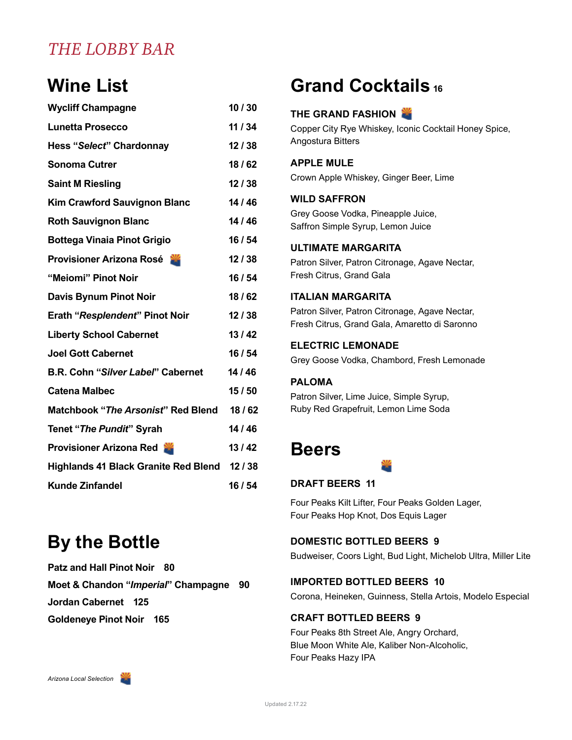*THE LOBBY BAR*

## Wine List

| | |
|---|---|
| **Wycliff Champagne** | **10 / 30** |
| **Lunetta Prosecco** | **11 / 34** |
| **Hess "*Select*" Chardonnay** | **12 / 38** |
| **Sonoma Cutrer** | **18 / 62** |
| **Saint M Riesling** | **12 / 38** |
| **Kim Crawford Sauvignon Blanc** | **14 / 46** |
| **Roth Sauvignon Blanc** | **14 / 46** |
| **Bottega Vinaia Pinot Grigio** | **16 / 54** |
| **Provisioner Arizona Rosé** | **12 / 38** |
| **"Meiomi" Pinot Noir** | **16 / 54** |
| **Davis Bynum Pinot Noir** | **18 / 62** |
| **Erath "*Resplendent*" Pinot Noir** | **12 / 38** |
| **Liberty School Cabernet** | **13 / 42** |
| **Joel Gott Cabernet** | **16 / 54** |
| **B.R. Cohn "*Silver Label*" Cabernet** | **14 / 46** |
| **Catena Malbec** | **15 / 50** |
| **Matchbook "*The Arsonist*" Red Blend** | **18 / 62** |
| **Tenet "*The Pundit*" Syrah** | **14 / 46** |
| **Provisioner Arizona Red** | **13 / 42** |
| **Highlands 41 Black Granite Red Blend** | **12 / 38** |
| **Kunde Zinfandel** | **16 / 54** |

## By the Bottle

**Patz and Hall Pinot Noir 80**

**Moet & Chandon "*Imperial*" Champagne 90**

**Jordan Cabernet 125**

**Goldeneye Pinot Noir 165**

*Arizona Local Selection*

## Grand Cocktails 16

**THE GRAND FASHION**
Copper City Rye Whiskey, Iconic Cocktail Honey Spice, Angostura Bitters

**APPLE MULE**
Crown Apple Whiskey, Ginger Beer, Lime

**WILD SAFFRON**
Grey Goose Vodka, Pineapple Juice, Saffron Simple Syrup, Lemon Juice

**ULTIMATE MARGARITA**
Patron Silver, Patron Citronage, Agave Nectar, Fresh Citrus, Grand Gala

**ITALIAN MARGARITA**
Patron Silver, Patron Citronage, Agave Nectar, Fresh Citrus, Grand Gala, Amaretto di Saronno

**ELECTRIC LEMONADE**
Grey Goose Vodka, Chambord, Fresh Lemonade

**PALOMA**
Patron Silver, Lime Juice, Simple Syrup, Ruby Red Grapefruit, Lemon Lime Soda

## Beers

**DRAFT BEERS 11**

Four Peaks Kilt Lifter, Four Peaks Golden Lager, Four Peaks Hop Knot, Dos Equis Lager

**DOMESTIC BOTTLED BEERS 9**
Budweiser, Coors Light, Bud Light, Michelob Ultra, Miller Lite

**IMPORTED BOTTLED BEERS 10**
Corona, Heineken, Guinness, Stella Artois, Modelo Especial

**CRAFT BOTTLED BEERS 9**
Four Peaks 8th Street Ale, Angry Orchard, Blue Moon White Ale, Kaliber Non-Alcoholic, Four Peaks Hazy IPA

Updated 2.17.22